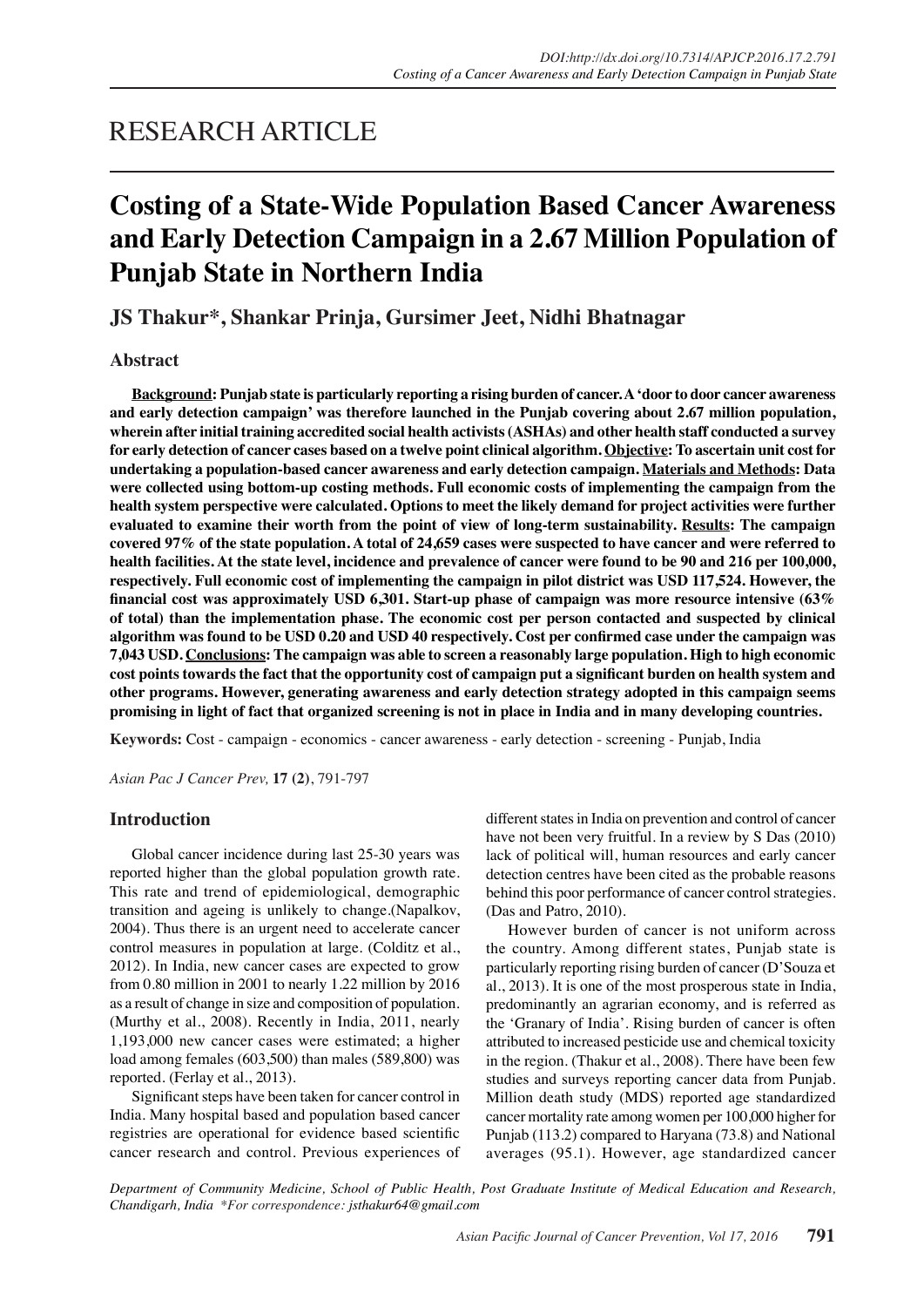RESEARCH ARTICLE

# Costing of a State-Wide Population Based Cancer Awareness and Early Detection Campaign in a 2.67 Million Population of Punjab State in Northern India

**JS Thakur\*, Shankar Prinja, Gursimer Jeet, Nidhi Bhatnagar**

## Abstract

**Background: Punjab state is particularly reporting a rising burden of cancer. A 'door to door cancer awareness and early detection campaign' was therefore launched in the Punjab covering about 2.67 million population, wherein after initial training accredited social health activists (ASHAs) and other health staff conducted a survey for early detection of cancer cases based on a twelve point clinical algorithm. Objective: To ascertain unit cost for undertaking a population-based cancer awareness and early detection campaign. Materials and Methods: Data were collected using bottom-up costing methods. Full economic costs of implementing the campaign from the health system perspective were calculated. Options to meet the likely demand for project activities were further evaluated to examine their worth from the point of view of long-term sustainability. Results: The campaign covered 97% of the state population. A total of 24,659 cases were suspected to have cancer and were referred to health facilities. At the state level, incidence and prevalence of cancer were found to be 90 and 216 per 100,000, respectively. Full economic cost of implementing the campaign in pilot district was USD 117,524. However, the financial cost was approximately USD 6,301. Start-up phase of campaign was more resource intensive (63% of total) than the implementation phase. The economic cost per person contacted and suspected by clinical algorithm was found to be USD 0.20 and USD 40 respectively. Cost per confirmed case under the campaign was 7,043 USD. Conclusions: The campaign was able to screen a reasonably large population. High to high economic cost points towards the fact that the opportunity cost of campaign put a significant burden on health system and other programs. However, generating awareness and early detection strategy adopted in this campaign seems promising in light of fact that organized screening is not in place in India and in many developing countries.**

**Keywords:** Cost - campaign - economics - cancer awareness - early detection - screening - Punjab, India

*Asian Pac J Cancer Prev,* **17 (2)**, 791-797

## Introduction

Global cancer incidence during last 25-30 years was reported higher than the global population growth rate. This rate and trend of epidemiological, demographic transition and ageing is unlikely to change.(Napalkov, 2004). Thus there is an urgent need to accelerate cancer control measures in population at large. (Colditz et al., 2012). In India, new cancer cases are expected to grow from 0.80 million in 2001 to nearly 1.22 million by 2016 as a result of change in size and composition of population. (Murthy et al., 2008). Recently in India, 2011, nearly 1,193,000 new cancer cases were estimated; a higher load among females (603,500) than males (589,800) was reported. (Ferlay et al., 2013).

Significant steps have been taken for cancer control in India. Many hospital based and population based cancer registries are operational for evidence based scientific cancer research and control. Previous experiences of different states in India on prevention and control of cancer have not been very fruitful. In a review by S Das (2010) lack of political will, human resources and early cancer detection centres have been cited as the probable reasons behind this poor performance of cancer control strategies. (Das and Patro, 2010).

However burden of cancer is not uniform across the country. Among different states, Punjab state is particularly reporting rising burden of cancer (D'Souza et al., 2013). It is one of the most prosperous state in India, predominantly an agrarian economy, and is referred as the 'Granary of India'. Rising burden of cancer is often attributed to increased pesticide use and chemical toxicity in the region. (Thakur et al., 2008). There have been few studies and surveys reporting cancer data from Punjab. Million death study (MDS) reported age standardized cancer mortality rate among women per 100,000 higher for Punjab (113.2) compared to Haryana (73.8) and National averages (95.1). However, age standardized cancer

*Department of Community Medicine, School of Public Health, Post Graduate Institute of Medical Education and Research, Chandigarh, India \*For correspondence: jsthakur64@gmail.com*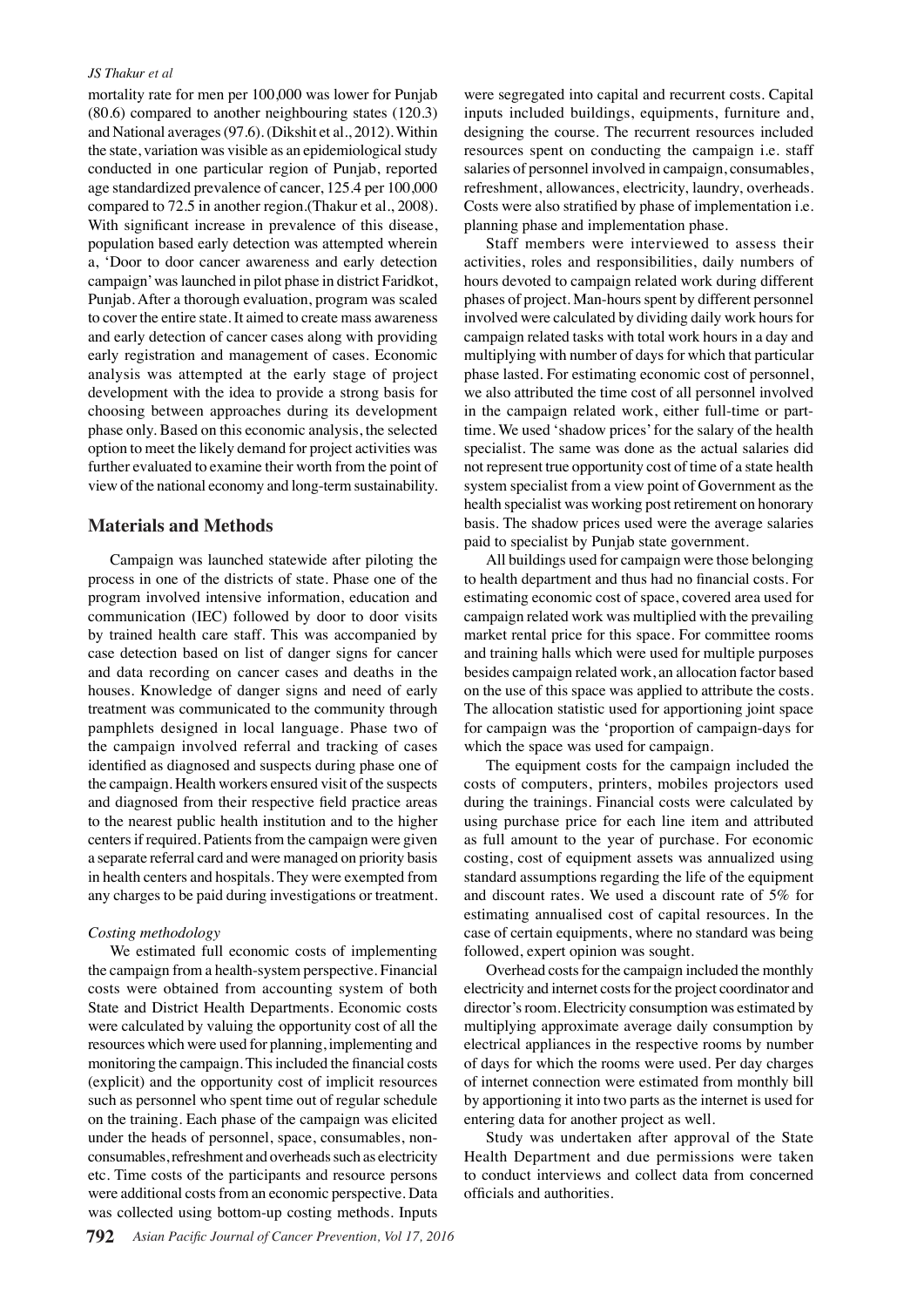mortality rate for men per 100,000 was lower for Punjab (80.6) compared to another neighbouring states (120.3) and National averages (97.6). (Dikshit et al., 2012). Within the state, variation was visible as an epidemiological study conducted in one particular region of Punjab, reported age standardized prevalence of cancer, 125.4 per 100,000 compared to 72.5 in another region.(Thakur et al., 2008). With significant increase in prevalence of this disease, population based early detection was attempted wherein a, 'Door to door cancer awareness and early detection campaign' was launched in pilot phase in district Faridkot, Punjab. After a thorough evaluation, program was scaled to cover the entire state. It aimed to create mass awareness and early detection of cancer cases along with providing early registration and management of cases. Economic analysis was attempted at the early stage of project development with the idea to provide a strong basis for choosing between approaches during its development phase only. Based on this economic analysis, the selected option to meet the likely demand for project activities was further evaluated to examine their worth from the point of view of the national economy and long-term sustainability.

## Materials and Methods

Campaign was launched statewide after piloting the process in one of the districts of state. Phase one of the program involved intensive information, education and communication (IEC) followed by door to door visits by trained health care staff. This was accompanied by case detection based on list of danger signs for cancer and data recording on cancer cases and deaths in the houses. Knowledge of danger signs and need of early treatment was communicated to the community through pamphlets designed in local language. Phase two of the campaign involved referral and tracking of cases identified as diagnosed and suspects during phase one of the campaign. Health workers ensured visit of the suspects and diagnosed from their respective field practice areas to the nearest public health institution and to the higher centers if required. Patients from the campaign were given a separate referral card and were managed on priority basis in health centers and hospitals. They were exempted from any charges to be paid during investigations or treatment.

### *Costing methodology*

We estimated full economic costs of implementing the campaign from a health-system perspective. Financial costs were obtained from accounting system of both State and District Health Departments. Economic costs were calculated by valuing the opportunity cost of all the resources which were used for planning, implementing and monitoring the campaign. This included the financial costs (explicit) and the opportunity cost of implicit resources such as personnel who spent time out of regular schedule on the training. Each phase of the campaign was elicited under the heads of personnel, space, consumables, non-consumables, refreshment and overheads such as electricity etc. Time costs of the participants and resource persons were additional costs from an economic perspective. Data was collected using bottom-up costing methods. Inputs were segregated into capital and recurrent costs. Capital inputs included buildings, equipments, furniture and, designing the course. The recurrent resources included resources spent on conducting the campaign i.e. staff salaries of personnel involved in campaign, consumables, refreshment, allowances, electricity, laundry, overheads. Costs were also stratified by phase of implementation i.e. planning phase and implementation phase.

Staff members were interviewed to assess their activities, roles and responsibilities, daily numbers of hours devoted to campaign related work during different phases of project. Man-hours spent by different personnel involved were calculated by dividing daily work hours for campaign related tasks with total work hours in a day and multiplying with number of days for which that particular phase lasted. For estimating economic cost of personnel, we also attributed the time cost of all personnel involved in the campaign related work, either full-time or part-time. We used 'shadow prices' for the salary of the health specialist. The same was done as the actual salaries did not represent true opportunity cost of time of a state health system specialist from a view point of Government as the health specialist was working post retirement on honorary basis. The shadow prices used were the average salaries paid to specialist by Punjab state government.

All buildings used for campaign were those belonging to health department and thus had no financial costs. For estimating economic cost of space, covered area used for campaign related work was multiplied with the prevailing market rental price for this space. For committee rooms and training halls which were used for multiple purposes besides campaign related work, an allocation factor based on the use of this space was applied to attribute the costs. The allocation statistic used for apportioning joint space for campaign was the 'proportion of campaign-days for which the space was used for campaign.

The equipment costs for the campaign included the costs of computers, printers, mobiles projectors used during the trainings. Financial costs were calculated by using purchase price for each line item and attributed as full amount to the year of purchase. For economic costing, cost of equipment assets was annualized using standard assumptions regarding the life of the equipment and discount rates. We used a discount rate of 5% for estimating annualised cost of capital resources. In the case of certain equipments, where no standard was being followed, expert opinion was sought.

Overhead costs for the campaign included the monthly electricity and internet costs for the project coordinator and director's room. Electricity consumption was estimated by multiplying approximate average daily consumption by electrical appliances in the respective rooms by number of days for which the rooms were used. Per day charges of internet connection were estimated from monthly bill by apportioning it into two parts as the internet is used for entering data for another project as well.

Study was undertaken after approval of the State Health Department and due permissions were taken to conduct interviews and collect data from concerned officials and authorities.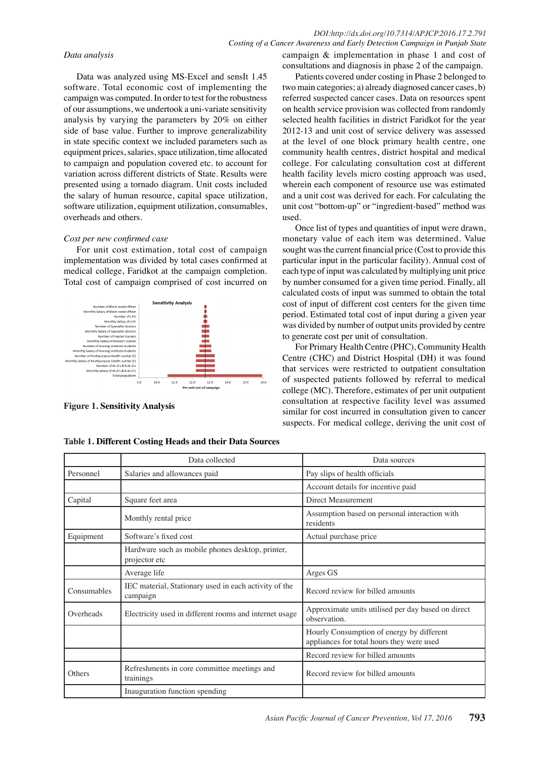### Data analysis

Data was analyzed using MS-Excel and sensIt 1.45 software. Total economic cost of implementing the campaign was computed. In order to test for the robustness of our assumptions, we undertook a uni-variate sensitivity analysis by varying the parameters by 20% on either side of base value. Further to improve generalizability in state specific context we included parameters such as equipment prices, salaries, space utilization, time allocated to campaign and population covered etc. to account for variation across different districts of State. Results were presented using a tornado diagram. Unit costs included the salary of human resource, capital space utilization, software utilization, equipment utilization, consumables, overheads and others.

### Cost per new confirmed case

For unit cost estimation, total cost of campaign implementation was divided by total cases confirmed at medical college, Faridkot at the campaign completion. Total cost of campaign comprised of cost incurred on campaign & implementation in phase 1 and cost of consultations and diagnosis in phase 2 of the campaign.

Patients covered under costing in Phase 2 belonged to two main categories; a) already diagnosed cancer cases, b) referred suspected cancer cases. Data on resources spent on health service provision was collected from randomly selected health facilities in district Faridkot for the year 2012-13 and unit cost of service delivery was assessed at the level of one block primary health centre, one community health centres, district hospital and medical college. For calculating consultation cost at different health facility levels micro costing approach was used, wherein each component of resource use was estimated and a unit cost was derived for each. For calculating the unit cost "bottom-up" or "ingredient-based" method was used.

Once list of types and quantities of input were drawn, monetary value of each item was determined. Value sought was the current financial price (Cost to provide this particular input in the particular facility). Annual cost of each type of input was calculated by multiplying unit price by number consumed for a given time period. Finally, all calculated costs of input was summed to obtain the total cost of input of different cost centers for the given time period. Estimated total cost of input during a given year was divided by number of output units provided by centre to generate cost per unit of consultation.

For Primary Health Centre (PHC), Community Health Centre (CHC) and District Hospital (DH) it was found that services were restricted to outpatient consultation of suspected patients followed by referral to medical college (MC). Therefore, estimates of per unit outpatient consultation at respective facility level was assumed similar for cost incurred in consultation given to cancer suspects. For medical college, deriving the unit cost of

**Figure 1. Sensitivity Analysis**

**Table 1. Different Costing Heads and their Data Sources**

| | Data collected | Data sources |
|---|---|---|
| Personnel | Salaries and allowances paid | Pay slips of health officials |
| | | Account details for incentive paid |
| Capital | Square feet area | Direct Measurement |
| | Monthly rental price | Assumption based on personal interaction with residents |
| Equipment | Software's fixed cost | Actual purchase price |
| | Hardware such as mobile phones desktop, printer, projector etc | |
| | Average life | Arges GS |
| Consumables | IEC material, Stationary used in each activity of the campaign | Record review for billed amounts |
| Overheads | Electricity used in different rooms and internet usage | Approximate units utilised per day based on direct observation. |
| | | Hourly Consumption of energy by different appliances for total hours they were used |
| | | Record review for billed amounts |
| Others | Refreshments in core committee meetings and trainings | Record review for billed amounts |
| | Inauguration function spending | |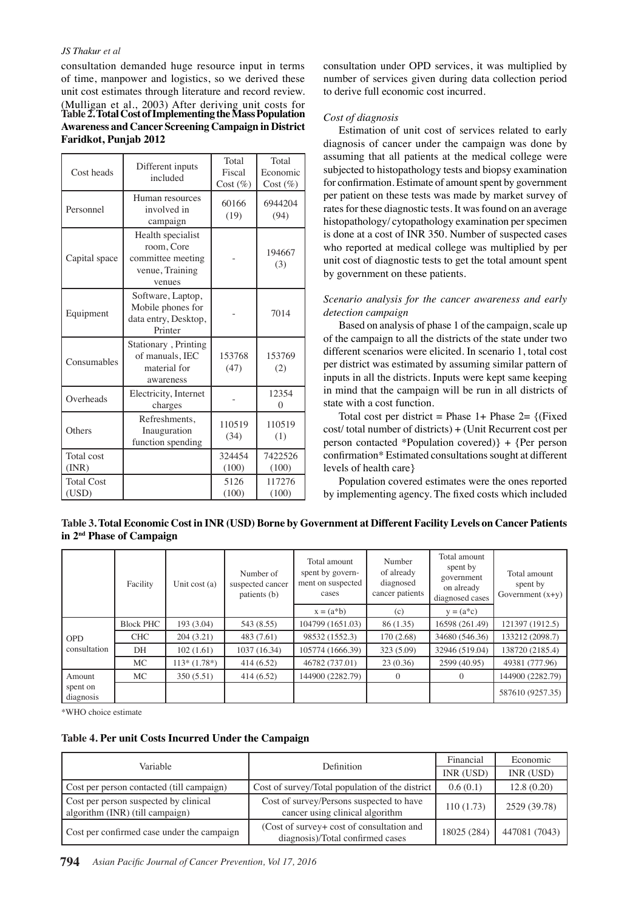consultation demanded huge resource input in terms of time, manpower and logistics, so we derived these unit cost estimates through literature and record review. (Mulligan et al., 2003) After deriving unit costs for consultation under OPD services, it was multiplied by number of services given during data collection period to derive full economic cost incurred.

**Table 2. Total Cost of Implementing the Mass Population Awareness and Cancer Screening Campaign in District Faridkot, Punjab 2012**

| Cost heads | Different inputs included | Total Fiscal Cost (%) | Total Economic Cost (%) |
|---|---|---|---|
| Personnel | Human resources involved in campaign | 60166 (19) | 6944204 (94) |
| Capital space | Health specialist room, Core committee meeting venue, Training venues | - | 194667 (3) |
| Equipment | Software, Laptop, Mobile phones for data entry, Desktop, Printer | - | 7014 |
| Consumables | Stationary , Printing of manuals, IEC material for awareness | 153768 (47) | 153769 (2) |
| Overheads | Electricity, Internet charges | - | 12354 0 |
| Others | Refreshments, Inauguration function spending | 110519 (34) | 110519 (1) |
| Total cost (INR) | | 324454 (100) | 7422526 (100) |
| Total Cost (USD) | | 5126 (100) | 117276 (100) |

*Cost of diagnosis*

Estimation of unit cost of services related to early diagnosis of cancer under the campaign was done by assuming that all patients at the medical college were subjected to histopathology tests and biopsy examination for confirmation. Estimate of amount spent by government per patient on these tests was made by market survey of rates for these diagnostic tests. It was found on an average histopathology/ cytopathology examination per specimen is done at a cost of INR 350. Number of suspected cases who reported at medical college was multiplied by per unit cost of diagnostic tests to get the total amount spent by government on these patients.

*Scenario analysis for the cancer awareness and early detection campaign*

Based on analysis of phase 1 of the campaign, scale up of the campaign to all the districts of the state under two different scenarios were elicited. In scenario 1, total cost per district was estimated by assuming similar pattern of inputs in all the districts. Inputs were kept same keeping in mind that the campaign will be run in all districts of state with a cost function.

Total cost per district = Phase 1+ Phase 2= {(Fixed cost/ total number of districts) + (Unit Recurrent cost per person contacted *Population covered)} + {Per person confirmation* Estimated consultations sought at different levels of health care}

Population covered estimates were the ones reported by implementing agency. The fixed costs which included

**Table 3. Total Economic Cost in INR (USD) Borne by Government at Different Facility Levels on Cancer Patients in 2nd Phase of Campaign**

| | Facility | Unit cost (a) | Number of suspected cancer patients (b) | Total amount spent by government on suspected cases | Number of already diagnosed cancer patients | Total amount spent by government on already diagnosed cases | Total amount spent by Government (x+y) |
|---|---|---|---|---|---|---|---|
| | | | | x = (a*b) | (c) | y = (a*c) | |
| OPD consultation | Block PHC | 193 (3.04) | 543 (8.55) | 104799 (1651.03) | 86 (1.35) | 16598 (261.49) | 121397 (1912.5) |
| | CHC | 204 (3.21) | 483 (7.61) | 98532 (1552.3) | 170 (2.68) | 34680 (546.36) | 133212 (2098.7) |
| | DH | 102 (1.61) | 1037 (16.34) | 105774 (1666.39) | 323 (5.09) | 32946 (519.04) | 138720 (2185.4) |
| | MC | 113* (1.78*) | 414 (6.52) | 46782 (737.01) | 23 (0.36) | 2599 (40.95) | 49381 (777.96) |
| Amount spent on diagnosis | MC | 350 (5.51) | 414 (6.52) | 144900 (2282.79) | 0 | 0 | 144900 (2282.79) |
| | | | | | | | 587610 (9257.35) |

*WHO choice estimate

**Table 4. Per unit Costs Incurred Under the Campaign**

| Variable | Definition | Financial INR (USD) | Economic INR (USD) |
|---|---|---|---|
| Cost per person contacted (till campaign) | Cost of survey/Total population of the district | 0.6 (0.1) | 12.8 (0.20) |
| Cost per person suspected by clinical algorithm (INR) (till campaign) | Cost of survey/Persons suspected to have cancer using clinical algorithm | 110 (1.73) | 2529 (39.78) |
| Cost per confirmed case under the campaign | (Cost of survey+ cost of consultation and diagnosis)/Total confirmed cases | 18025 (284) | 447081 (7043) |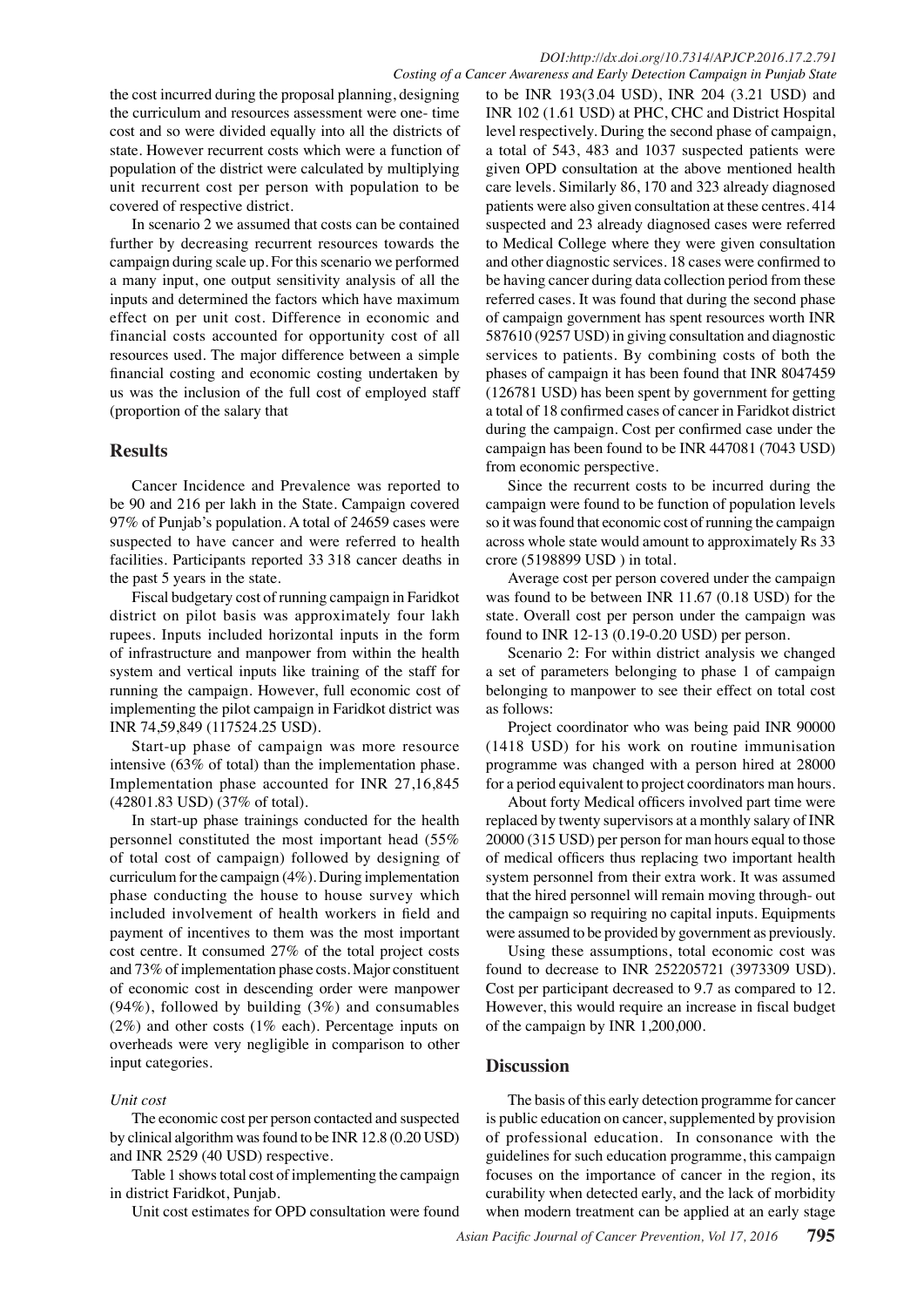the cost incurred during the proposal planning, designing the curriculum and resources assessment were one- time cost and so were divided equally into all the districts of state. However recurrent costs which were a function of population of the district were calculated by multiplying unit recurrent cost per person with population to be covered of respective district.

In scenario 2 we assumed that costs can be contained further by decreasing recurrent resources towards the campaign during scale up. For this scenario we performed a many input, one output sensitivity analysis of all the inputs and determined the factors which have maximum effect on per unit cost. Difference in economic and financial costs accounted for opportunity cost of all resources used. The major difference between a simple financial costing and economic costing undertaken by us was the inclusion of the full cost of employed staff (proportion of the salary that

## Results

Cancer Incidence and Prevalence was reported to be 90 and 216 per lakh in the State. Campaign covered 97% of Punjab's population. A total of 24659 cases were suspected to have cancer and were referred to health facilities. Participants reported 33 318 cancer deaths in the past 5 years in the state.

Fiscal budgetary cost of running campaign in Faridkot district on pilot basis was approximately four lakh rupees. Inputs included horizontal inputs in the form of infrastructure and manpower from within the health system and vertical inputs like training of the staff for running the campaign. However, full economic cost of implementing the pilot campaign in Faridkot district was INR 74,59,849 (117524.25 USD).

Start-up phase of campaign was more resource intensive (63% of total) than the implementation phase. Implementation phase accounted for INR 27,16,845 (42801.83 USD) (37% of total).

In start-up phase trainings conducted for the health personnel constituted the most important head (55% of total cost of campaign) followed by designing of curriculum for the campaign (4%). During implementation phase conducting the house to house survey which included involvement of health workers in field and payment of incentives to them was the most important cost centre. It consumed 27% of the total project costs and 73% of implementation phase costs. Major constituent of economic cost in descending order were manpower (94%), followed by building (3%) and consumables (2%) and other costs (1% each). Percentage inputs on overheads were very negligible in comparison to other input categories.

### *Unit cost*

The economic cost per person contacted and suspected by clinical algorithm was found to be INR 12.8 (0.20 USD) and INR 2529 (40 USD) respective.

Table 1 shows total cost of implementing the campaign in district Faridkot, Punjab.

Unit cost estimates for OPD consultation were found to be INR 193(3.04 USD), INR 204 (3.21 USD) and INR 102 (1.61 USD) at PHC, CHC and District Hospital level respectively. During the second phase of campaign, a total of 543, 483 and 1037 suspected patients were given OPD consultation at the above mentioned health care levels. Similarly 86, 170 and 323 already diagnosed patients were also given consultation at these centres. 414 suspected and 23 already diagnosed cases were referred to Medical College where they were given consultation and other diagnostic services. 18 cases were confirmed to be having cancer during data collection period from these referred cases. It was found that during the second phase of campaign government has spent resources worth INR 587610 (9257 USD) in giving consultation and diagnostic services to patients. By combining costs of both the phases of campaign it has been found that INR 8047459 (126781 USD) has been spent by government for getting a total of 18 confirmed cases of cancer in Faridkot district during the campaign. Cost per confirmed case under the campaign has been found to be INR 447081 (7043 USD) from economic perspective.

Since the recurrent costs to be incurred during the campaign were found to be function of population levels so it was found that economic cost of running the campaign across whole state would amount to approximately Rs 33 crore (5198899 USD ) in total.

Average cost per person covered under the campaign was found to be between INR 11.67 (0.18 USD) for the state. Overall cost per person under the campaign was found to INR 12-13 (0.19-0.20 USD) per person.

Scenario 2: For within district analysis we changed a set of parameters belonging to phase 1 of campaign belonging to manpower to see their effect on total cost as follows:

Project coordinator who was being paid INR 90000 (1418 USD) for his work on routine immunisation programme was changed with a person hired at 28000 for a period equivalent to project coordinators man hours.

About forty Medical officers involved part time were replaced by twenty supervisors at a monthly salary of INR 20000 (315 USD) per person for man hours equal to those of medical officers thus replacing two important health system personnel from their extra work. It was assumed that the hired personnel will remain moving through- out the campaign so requiring no capital inputs. Equipments were assumed to be provided by government as previously.

Using these assumptions, total economic cost was found to decrease to INR 252205721 (3973309 USD). Cost per participant decreased to 9.7 as compared to 12. However, this would require an increase in fiscal budget of the campaign by INR 1,200,000.

## Discussion

The basis of this early detection programme for cancer is public education on cancer, supplemented by provision of professional education. In consonance with the guidelines for such education programme, this campaign focuses on the importance of cancer in the region, its curability when detected early, and the lack of morbidity when modern treatment can be applied at an early stage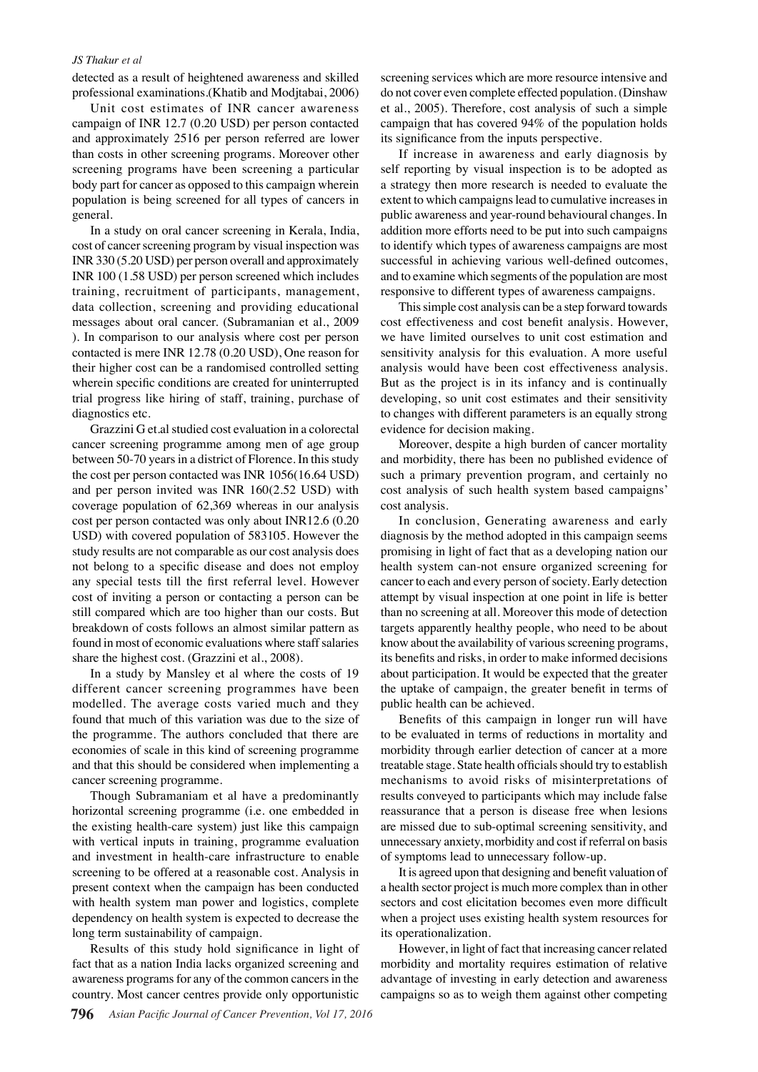detected as a result of heightened awareness and skilled professional examinations.(Khatib and Modjtabai, 2006)

Unit cost estimates of INR cancer awareness campaign of INR 12.7 (0.20 USD) per person contacted and approximately 2516 per person referred are lower than costs in other screening programs. Moreover other screening programs have been screening a particular body part for cancer as opposed to this campaign wherein population is being screened for all types of cancers in general.

In a study on oral cancer screening in Kerala, India, cost of cancer screening program by visual inspection was INR 330 (5.20 USD) per person overall and approximately INR 100 (1.58 USD) per person screened which includes training, recruitment of participants, management, data collection, screening and providing educational messages about oral cancer. (Subramanian et al., 2009 ). In comparison to our analysis where cost per person contacted is mere INR 12.78 (0.20 USD), One reason for their higher cost can be a randomised controlled setting wherein specific conditions are created for uninterrupted trial progress like hiring of staff, training, purchase of diagnostics etc.

Grazzini G et.al studied cost evaluation in a colorectal cancer screening programme among men of age group between 50-70 years in a district of Florence. In this study the cost per person contacted was INR 1056(16.64 USD) and per person invited was INR 160(2.52 USD) with coverage population of 62,369 whereas in our analysis cost per person contacted was only about INR12.6 (0.20 USD) with covered population of 583105. However the study results are not comparable as our cost analysis does not belong to a specific disease and does not employ any special tests till the first referral level. However cost of inviting a person or contacting a person can be still compared which are too higher than our costs. But breakdown of costs follows an almost similar pattern as found in most of economic evaluations where staff salaries share the highest cost. (Grazzini et al., 2008).

In a study by Mansley et al where the costs of 19 different cancer screening programmes have been modelled. The average costs varied much and they found that much of this variation was due to the size of the programme. The authors concluded that there are economies of scale in this kind of screening programme and that this should be considered when implementing a cancer screening programme.

Though Subramaniam et al have a predominantly horizontal screening programme (i.e. one embedded in the existing health-care system) just like this campaign with vertical inputs in training, programme evaluation and investment in health-care infrastructure to enable screening to be offered at a reasonable cost. Analysis in present context when the campaign has been conducted with health system man power and logistics, complete dependency on health system is expected to decrease the long term sustainability of campaign.

Results of this study hold significance in light of fact that as a nation India lacks organized screening and awareness programs for any of the common cancers in the country. Most cancer centres provide only opportunistic screening services which are more resource intensive and do not cover even complete effected population. (Dinshaw et al., 2005). Therefore, cost analysis of such a simple campaign that has covered 94% of the population holds its significance from the inputs perspective.

If increase in awareness and early diagnosis by self reporting by visual inspection is to be adopted as a strategy then more research is needed to evaluate the extent to which campaigns lead to cumulative increases in public awareness and year-round behavioural changes. In addition more efforts need to be put into such campaigns to identify which types of awareness campaigns are most successful in achieving various well-defined outcomes, and to examine which segments of the population are most responsive to different types of awareness campaigns.

This simple cost analysis can be a step forward towards cost effectiveness and cost benefit analysis. However, we have limited ourselves to unit cost estimation and sensitivity analysis for this evaluation. A more useful analysis would have been cost effectiveness analysis. But as the project is in its infancy and is continually developing, so unit cost estimates and their sensitivity to changes with different parameters is an equally strong evidence for decision making.

Moreover, despite a high burden of cancer mortality and morbidity, there has been no published evidence of such a primary prevention program, and certainly no cost analysis of such health system based campaigns' cost analysis.

In conclusion, Generating awareness and early diagnosis by the method adopted in this campaign seems promising in light of fact that as a developing nation our health system can-not ensure organized screening for cancer to each and every person of society. Early detection attempt by visual inspection at one point in life is better than no screening at all. Moreover this mode of detection targets apparently healthy people, who need to be about know about the availability of various screening programs, its benefits and risks, in order to make informed decisions about participation. It would be expected that the greater the uptake of campaign, the greater benefit in terms of public health can be achieved.

Benefits of this campaign in longer run will have to be evaluated in terms of reductions in mortality and morbidity through earlier detection of cancer at a more treatable stage. State health officials should try to establish mechanisms to avoid risks of misinterpretations of results conveyed to participants which may include false reassurance that a person is disease free when lesions are missed due to sub-optimal screening sensitivity, and unnecessary anxiety, morbidity and cost if referral on basis of symptoms lead to unnecessary follow-up.

It is agreed upon that designing and benefit valuation of a health sector project is much more complex than in other sectors and cost elicitation becomes even more difficult when a project uses existing health system resources for its operationalization.

However, in light of fact that increasing cancer related morbidity and mortality requires estimation of relative advantage of investing in early detection and awareness campaigns so as to weigh them against other competing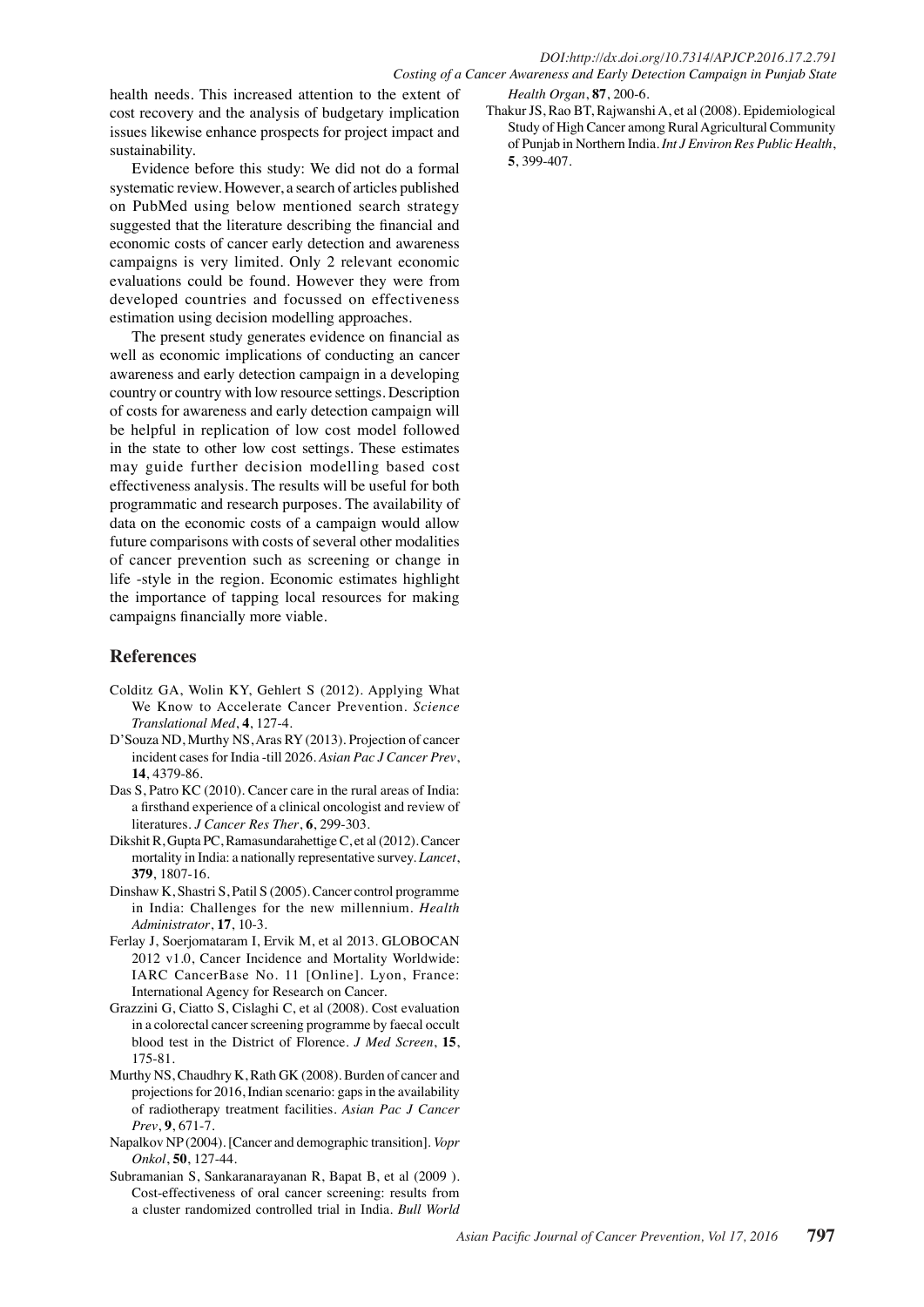health needs. This increased attention to the extent of cost recovery and the analysis of budgetary implication issues likewise enhance prospects for project impact and sustainability.

Evidence before this study: We did not do a formal systematic review. However, a search of articles published on PubMed using below mentioned search strategy suggested that the literature describing the financial and economic costs of cancer early detection and awareness campaigns is very limited. Only 2 relevant economic evaluations could be found. However they were from developed countries and focussed on effectiveness estimation using decision modelling approaches.

The present study generates evidence on financial as well as economic implications of conducting an cancer awareness and early detection campaign in a developing country or country with low resource settings. Description of costs for awareness and early detection campaign will be helpful in replication of low cost model followed in the state to other low cost settings. These estimates may guide further decision modelling based cost effectiveness analysis. The results will be useful for both programmatic and research purposes. The availability of data on the economic costs of a campaign would allow future comparisons with costs of several other modalities of cancer prevention such as screening or change in life -style in the region. Economic estimates highlight the importance of tapping local resources for making campaigns financially more viable.

## References

Colditz GA, Wolin KY, Gehlert S (2012). Applying What We Know to Accelerate Cancer Prevention. *Science Translational Med*, **4**, 127-4.

D'Souza ND, Murthy NS, Aras RY (2013). Projection of cancer incident cases for India -till 2026. *Asian Pac J Cancer Prev*, **14**, 4379-86.

Das S, Patro KC (2010). Cancer care in the rural areas of India: a firsthand experience of a clinical oncologist and review of literatures. *J Cancer Res Ther*, **6**, 299-303.

Dikshit R, Gupta PC, Ramasundarahettige C, et al (2012). Cancer mortality in India: a nationally representative survey. *Lancet*, **379**, 1807-16.

Dinshaw K, Shastri S, Patil S (2005). Cancer control programme in India: Challenges for the new millennium. *Health Administrator*, **17**, 10-3.

Ferlay J, Soerjomataram I, Ervik M, et al 2013. GLOBOCAN 2012 v1.0, Cancer Incidence and Mortality Worldwide: IARC CancerBase No. 11 [Online]. Lyon, France: International Agency for Research on Cancer.

Grazzini G, Ciatto S, Cislaghi C, et al (2008). Cost evaluation in a colorectal cancer screening programme by faecal occult blood test in the District of Florence. *J Med Screen*, **15**, 175-81.

Murthy NS, Chaudhry K, Rath GK (2008). Burden of cancer and projections for 2016, Indian scenario: gaps in the availability of radiotherapy treatment facilities. *Asian Pac J Cancer Prev*, **9**, 671-7.

Napalkov NP (2004). [Cancer and demographic transition]. *Vopr Onkol*, **50**, 127-44.

Subramanian S, Sankaranarayanan R, Bapat B, et al (2009 ). Cost-effectiveness of oral cancer screening: results from a cluster randomized controlled trial in India. *Bull World Health Organ*, **87**, 200-6.

Thakur JS, Rao BT, Rajwanshi A, et al (2008). Epidemiological Study of High Cancer among Rural Agricultural Community of Punjab in Northern India. *Int J Environ Res Public Health*, **5**, 399-407.